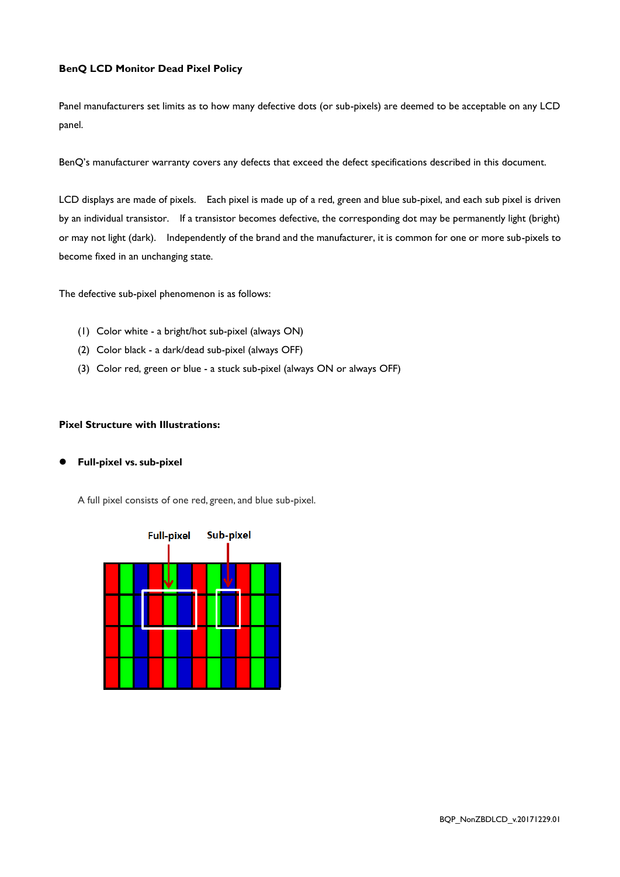**BenQ LCD Monitor Dead Pixel Policy**

Panel manufacturers set limits as to how many defective dots (or sub-pixels) are deemed to be acceptable on any LCD panel.

BenQ's manufacturer warranty covers any defects that exceed the defect specifications described in this document.

LCD displays are made of pixels. Each pixel is made up of a red, green and blue sub-pixel, and each sub pixel is driven by an individual transistor. If a transistor becomes defective, the corresponding dot may be permanently light (bright) or may not light (dark). Independently of the brand and the manufacturer, it is common for one or more sub-pixels to become fixed in an unchanging state.

The defective sub-pixel phenomenon is as follows:

(1) Color white - a bright/hot sub-pixel (always ON)
(2) Color black - a dark/dead sub-pixel (always OFF)
(3) Color red, green or blue - a stuck sub-pixel (always ON or always OFF)

**Pixel Structure with Illustrations:**

- **Full-pixel vs. sub-pixel**

A full pixel consists of one red, green, and blue sub-pixel.

Full-pixel Sub-pixel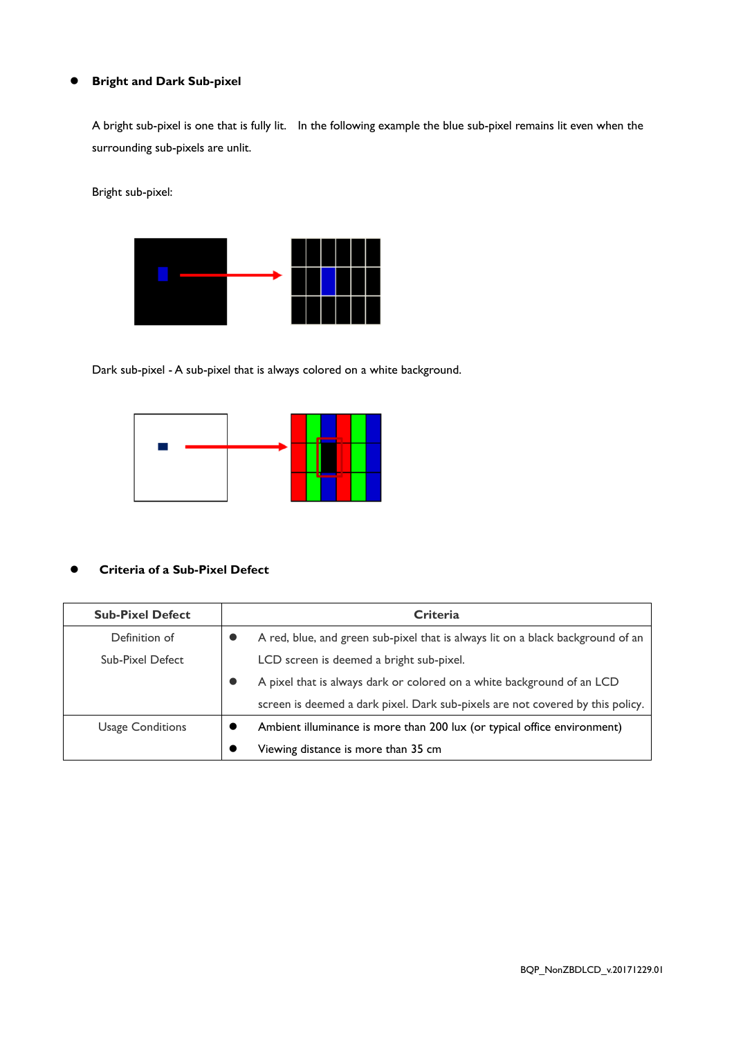- **Bright and Dark Sub-pixel**

A bright sub-pixel is one that is fully lit.  In the following example the blue sub-pixel remains lit even when the surrounding sub-pixels are unlit.

Bright sub-pixel:

Dark sub-pixel - A sub-pixel that is always colored on a white background.

- **Criteria of a Sub-Pixel Defect**

| Sub-Pixel Defect | Criteria |
|---|---|
| Definition of Sub-Pixel Defect | • A red, blue, and green sub-pixel that is always lit on a black background of an LCD screen is deemed a bright sub-pixel.<br>• A pixel that is always dark or colored on a white background of an LCD screen is deemed a dark pixel. Dark sub-pixels are not covered by this policy. |
| Usage Conditions | • Ambient illuminance is more than 200 lux (or typical office environment)<br>• Viewing distance is more than 35 cm |

BQP_NonZBDLCD_v.20171229.01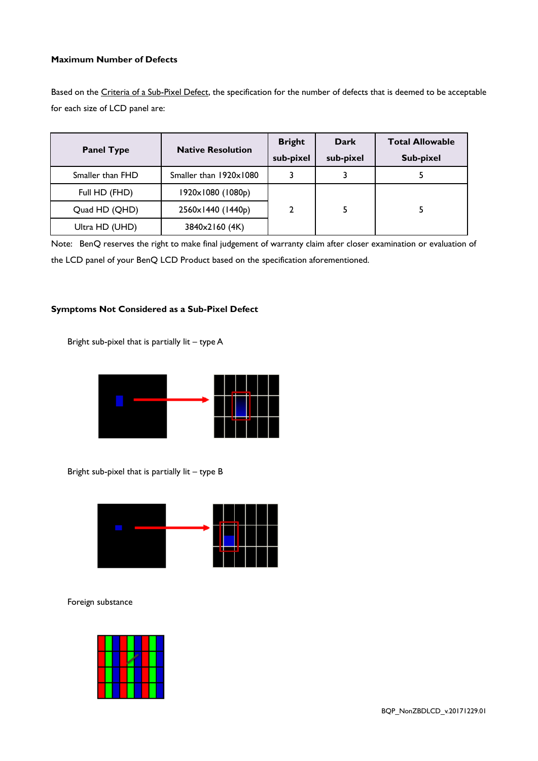**Maximum Number of Defects**

Based on the Criteria of a Sub-Pixel Defect, the specification for the number of defects that is deemed to be acceptable for each size of LCD panel are:

| Panel Type | Native Resolution | Bright sub-pixel | Dark sub-pixel | Total Allowable Sub-pixel |
|---|---|---|---|---|
| Smaller than FHD | Smaller than 1920x1080 | 3 | 3 | 5 |
| Full HD (FHD) | 1920x1080 (1080p) | 2 | 5 | 5 |
| Quad HD (QHD) | 2560x1440 (1440p) | | | |
| Ultra HD (UHD) | 3840x2160 (4K) | | | |

Note: BenQ reserves the right to make final judgement of warranty claim after closer examination or evaluation of the LCD panel of your BenQ LCD Product based on the specification aforementioned.

**Symptoms Not Considered as a Sub-Pixel Defect**

Bright sub-pixel that is partially lit – type A

Bright sub-pixel that is partially lit – type B

Foreign substance

BQP_NonZBDLCD_v.20171229.01